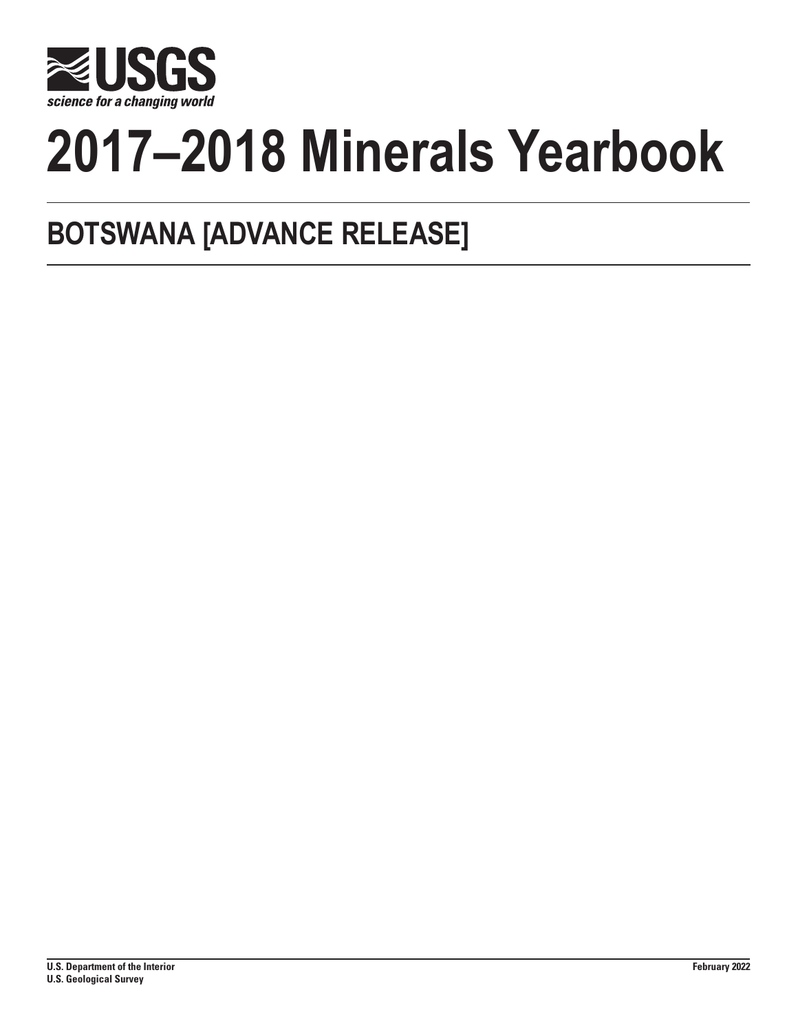# 2017–2018 Minerals Yearbook

## BOTSWANA [ADVANCE RELEASE]

**U.S. Department of the Interior**
**U.S. Geological Survey**

**February 2022**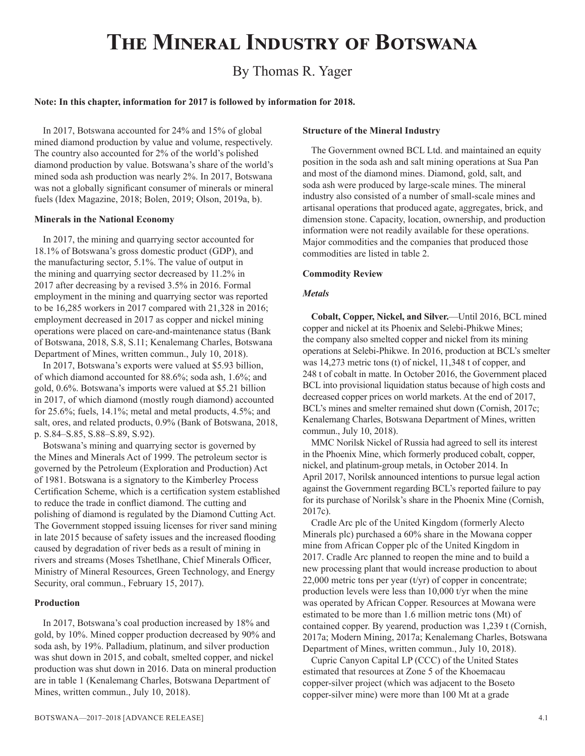# The Mineral Industry of Botswana

By Thomas R. Yager

**Note: In this chapter, information for 2017 is followed by information for 2018.**

In 2017, Botswana accounted for 24% and 15% of global mined diamond production by value and volume, respectively. The country also accounted for 2% of the world's polished diamond production by value. Botswana's share of the world's mined soda ash production was nearly 2%. In 2017, Botswana was not a globally significant consumer of minerals or mineral fuels (Idex Magazine, 2018; Bolen, 2019; Olson, 2019a, b).

### Minerals in the National Economy

In 2017, the mining and quarrying sector accounted for 18.1% of Botswana's gross domestic product (GDP), and the manufacturing sector, 5.1%. The value of output in the mining and quarrying sector decreased by 11.2% in 2017 after decreasing by a revised 3.5% in 2016. Formal employment in the mining and quarrying sector was reported to be 16,285 workers in 2017 compared with 21,328 in 2016; employment decreased in 2017 as copper and nickel mining operations were placed on care-and-maintenance status (Bank of Botswana, 2018, S.8, S.11; Kenalemang Charles, Botswana Department of Mines, written commun., July 10, 2018).

In 2017, Botswana's exports were valued at $5.93 billion, of which diamond accounted for 88.6%; soda ash, 1.6%; and gold, 0.6%. Botswana's imports were valued at $5.21 billion in 2017, of which diamond (mostly rough diamond) accounted for 25.6%; fuels, 14.1%; metal and metal products, 4.5%; and salt, ores, and related products, 0.9% (Bank of Botswana, 2018, p. S.84–S.85, S.88–S.89, S.92).

Botswana's mining and quarrying sector is governed by the Mines and Minerals Act of 1999. The petroleum sector is governed by the Petroleum (Exploration and Production) Act of 1981. Botswana is a signatory to the Kimberley Process Certification Scheme, which is a certification system established to reduce the trade in conflict diamond. The cutting and polishing of diamond is regulated by the Diamond Cutting Act. The Government stopped issuing licenses for river sand mining in late 2015 because of safety issues and the increased flooding caused by degradation of river beds as a result of mining in rivers and streams (Moses Tshetlhane, Chief Minerals Officer, Ministry of Mineral Resources, Green Technology, and Energy Security, oral commun., February 15, 2017).

### Production

In 2017, Botswana's coal production increased by 18% and gold, by 10%. Mined copper production decreased by 90% and soda ash, by 19%. Palladium, platinum, and silver production was shut down in 2015, and cobalt, smelted copper, and nickel production was shut down in 2016. Data on mineral production are in table 1 (Kenalemang Charles, Botswana Department of Mines, written commun., July 10, 2018).

### Structure of the Mineral Industry

The Government owned BCL Ltd. and maintained an equity position in the soda ash and salt mining operations at Sua Pan and most of the diamond mines. Diamond, gold, salt, and soda ash were produced by large-scale mines. The mineral industry also consisted of a number of small-scale mines and artisanal operations that produced agate, aggregates, brick, and dimension stone. Capacity, location, ownership, and production information were not readily available for these operations. Major commodities and the companies that produced those commodities are listed in table 2.

### Commodity Review

#### *Metals*

**Cobalt, Copper, Nickel, and Silver.**—Until 2016, BCL mined copper and nickel at its Phoenix and Selebi-Phikwe Mines; the company also smelted copper and nickel from its mining operations at Selebi-Phikwe. In 2016, production at BCL's smelter was 14,273 metric tons (t) of nickel, 11,348 t of copper, and 248 t of cobalt in matte. In October 2016, the Government placed BCL into provisional liquidation status because of high costs and decreased copper prices on world markets. At the end of 2017, BCL's mines and smelter remained shut down (Cornish, 2017c; Kenalemang Charles, Botswana Department of Mines, written commun., July 10, 2018).

MMC Norilsk Nickel of Russia had agreed to sell its interest in the Phoenix Mine, which formerly produced cobalt, copper, nickel, and platinum-group metals, in October 2014. In April 2017, Norilsk announced intentions to pursue legal action against the Government regarding BCL's reported failure to pay for its purchase of Norilsk's share in the Phoenix Mine (Cornish, 2017c).

Cradle Arc plc of the United Kingdom (formerly Alecto Minerals plc) purchased a 60% share in the Mowana copper mine from African Copper plc of the United Kingdom in 2017. Cradle Arc planned to reopen the mine and to build a new processing plant that would increase production to about 22,000 metric tons per year (t/yr) of copper in concentrate; production levels were less than 10,000 t/yr when the mine was operated by African Copper. Resources at Mowana were estimated to be more than 1.6 million metric tons (Mt) of contained copper. By yearend, production was 1,239 t (Cornish, 2017a; Modern Mining, 2017a; Kenalemang Charles, Botswana Department of Mines, written commun., July 10, 2018).

Cupric Canyon Capital LP (CCC) of the United States estimated that resources at Zone 5 of the Khoemacau copper-silver project (which was adjacent to the Boseto copper-silver mine) were more than 100 Mt at a grade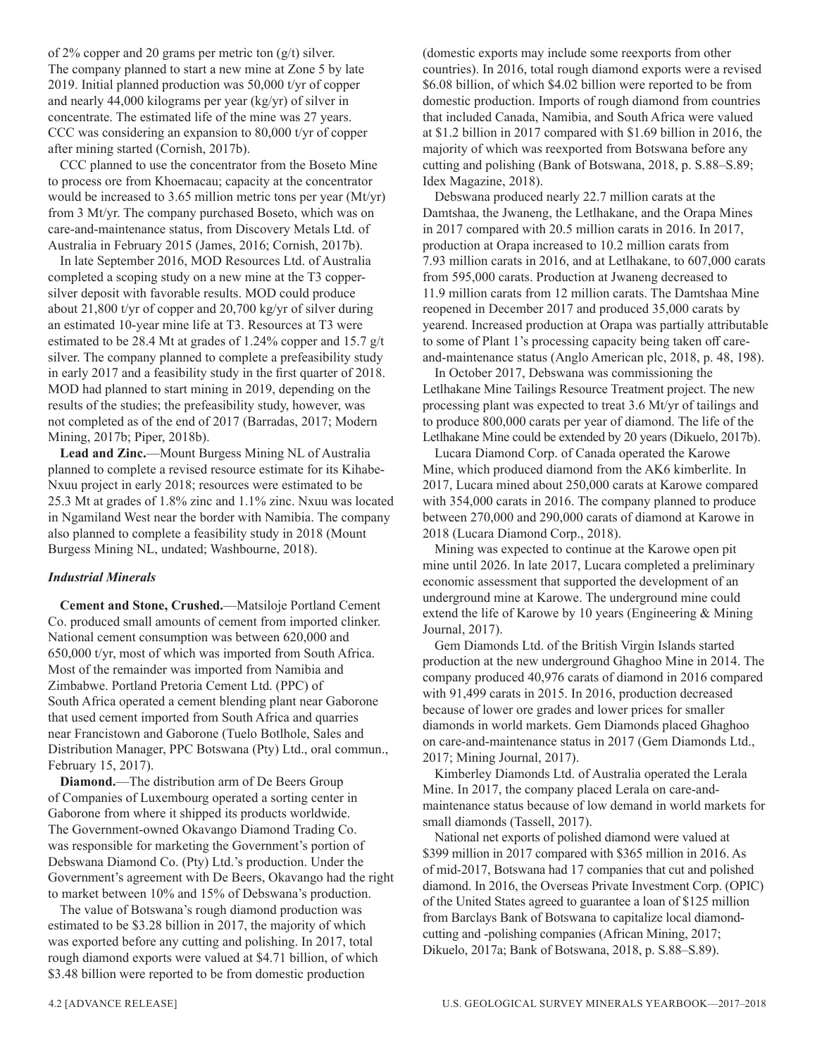of 2% copper and 20 grams per metric ton (g/t) silver. The company planned to start a new mine at Zone 5 by late 2019. Initial planned production was 50,000 t/yr of copper and nearly 44,000 kilograms per year (kg/yr) of silver in concentrate. The estimated life of the mine was 27 years. CCC was considering an expansion to 80,000 t/yr of copper after mining started (Cornish, 2017b).

CCC planned to use the concentrator from the Boseto Mine to process ore from Khoemacau; capacity at the concentrator would be increased to 3.65 million metric tons per year (Mt/yr) from 3 Mt/yr. The company purchased Boseto, which was on care-and-maintenance status, from Discovery Metals Ltd. of Australia in February 2015 (James, 2016; Cornish, 2017b).

In late September 2016, MOD Resources Ltd. of Australia completed a scoping study on a new mine at the T3 copper-silver deposit with favorable results. MOD could produce about 21,800 t/yr of copper and 20,700 kg/yr of silver during an estimated 10-year mine life at T3. Resources at T3 were estimated to be 28.4 Mt at grades of 1.24% copper and 15.7 g/t silver. The company planned to complete a prefeasibility study in early 2017 and a feasibility study in the first quarter of 2018. MOD had planned to start mining in 2019, depending on the results of the studies; the prefeasibility study, however, was not completed as of the end of 2017 (Barradas, 2017; Modern Mining, 2017b; Piper, 2018b).

**Lead and Zinc.**—Mount Burgess Mining NL of Australia planned to complete a revised resource estimate for its Kihabe-Nxuu project in early 2018; resources were estimated to be 25.3 Mt at grades of 1.8% zinc and 1.1% zinc. Nxuu was located in Ngamiland West near the border with Namibia. The company also planned to complete a feasibility study in 2018 (Mount Burgess Mining NL, undated; Washbourne, 2018).

### *Industrial Minerals*

**Cement and Stone, Crushed.**—Matsiloje Portland Cement Co. produced small amounts of cement from imported clinker. National cement consumption was between 620,000 and 650,000 t/yr, most of which was imported from South Africa. Most of the remainder was imported from Namibia and Zimbabwe. Portland Pretoria Cement Ltd. (PPC) of South Africa operated a cement blending plant near Gaborone that used cement imported from South Africa and quarries near Francistown and Gaborone (Tuelo Botlhole, Sales and Distribution Manager, PPC Botswana (Pty) Ltd., oral commun., February 15, 2017).

**Diamond.**—The distribution arm of De Beers Group of Companies of Luxembourg operated a sorting center in Gaborone from where it shipped its products worldwide. The Government-owned Okavango Diamond Trading Co. was responsible for marketing the Government's portion of Debswana Diamond Co. (Pty) Ltd.'s production. Under the Government's agreement with De Beers, Okavango had the right to market between 10% and 15% of Debswana's production.

The value of Botswana's rough diamond production was estimated to be $3.28 billion in 2017, the majority of which was exported before any cutting and polishing. In 2017, total rough diamond exports were valued at $4.71 billion, of which $3.48 billion were reported to be from domestic production (domestic exports may include some reexports from other countries). In 2016, total rough diamond exports were a revised $6.08 billion, of which $4.02 billion were reported to be from domestic production. Imports of rough diamond from countries that included Canada, Namibia, and South Africa were valued at $1.2 billion in 2017 compared with $1.69 billion in 2016, the majority of which was reexported from Botswana before any cutting and polishing (Bank of Botswana, 2018, p. S.88–S.89; Idex Magazine, 2018).

Debswana produced nearly 22.7 million carats at the Damtshaa, the Jwaneng, the Letlhakane, and the Orapa Mines in 2017 compared with 20.5 million carats in 2016. In 2017, production at Orapa increased to 10.2 million carats from 7.93 million carats in 2016, and at Letlhakane, to 607,000 carats from 595,000 carats. Production at Jwaneng decreased to 11.9 million carats from 12 million carats. The Damtshaa Mine reopened in December 2017 and produced 35,000 carats by yearend. Increased production at Orapa was partially attributable to some of Plant 1's processing capacity being taken off care-and-maintenance status (Anglo American plc, 2018, p. 48, 198).

In October 2017, Debswana was commissioning the Letlhakane Mine Tailings Resource Treatment project. The new processing plant was expected to treat 3.6 Mt/yr of tailings and to produce 800,000 carats per year of diamond. The life of the Letlhakane Mine could be extended by 20 years (Dikuelo, 2017b).

Lucara Diamond Corp. of Canada operated the Karowe Mine, which produced diamond from the AK6 kimberlite. In 2017, Lucara mined about 250,000 carats at Karowe compared with 354,000 carats in 2016. The company planned to produce between 270,000 and 290,000 carats of diamond at Karowe in 2018 (Lucara Diamond Corp., 2018).

Mining was expected to continue at the Karowe open pit mine until 2026. In late 2017, Lucara completed a preliminary economic assessment that supported the development of an underground mine at Karowe. The underground mine could extend the life of Karowe by 10 years (Engineering & Mining Journal, 2017).

Gem Diamonds Ltd. of the British Virgin Islands started production at the new underground Ghaghoo Mine in 2014. The company produced 40,976 carats of diamond in 2016 compared with 91,499 carats in 2015. In 2016, production decreased because of lower ore grades and lower prices for smaller diamonds in world markets. Gem Diamonds placed Ghaghoo on care-and-maintenance status in 2017 (Gem Diamonds Ltd., 2017; Mining Journal, 2017).

Kimberley Diamonds Ltd. of Australia operated the Lerala Mine. In 2017, the company placed Lerala on care-and-maintenance status because of low demand in world markets for small diamonds (Tassell, 2017).

National net exports of polished diamond were valued at $399 million in 2017 compared with $365 million in 2016. As of mid-2017, Botswana had 17 companies that cut and polished diamond. In 2016, the Overseas Private Investment Corp. (OPIC) of the United States agreed to guarantee a loan of $125 million from Barclays Bank of Botswana to capitalize local diamond-cutting and -polishing companies (African Mining, 2017; Dikuelo, 2017a; Bank of Botswana, 2018, p. S.88–S.89).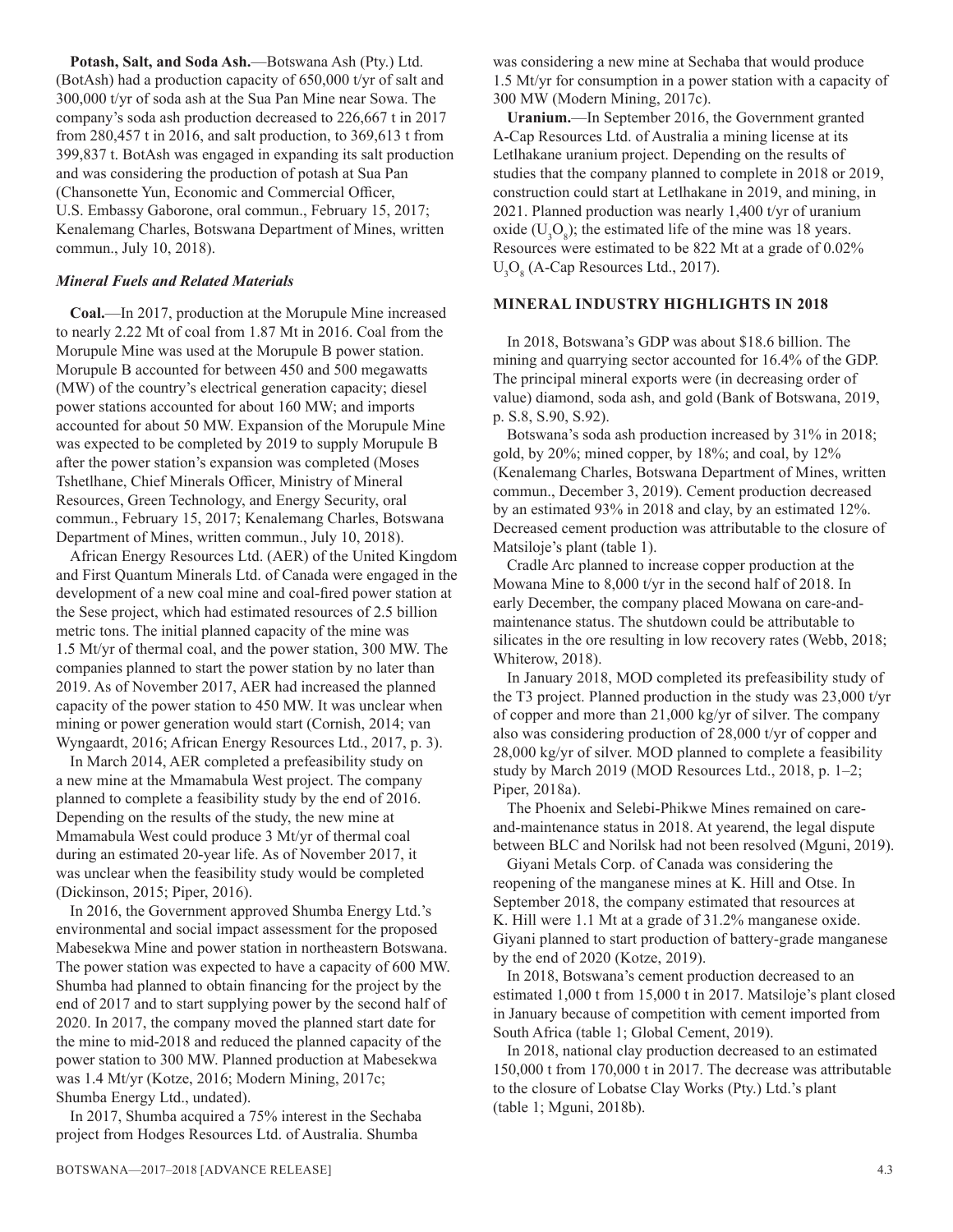**Potash, Salt, and Soda Ash.**—Botswana Ash (Pty.) Ltd. (BotAsh) had a production capacity of 650,000 t/yr of salt and 300,000 t/yr of soda ash at the Sua Pan Mine near Sowa. The company's soda ash production decreased to 226,667 t in 2017 from 280,457 t in 2016, and salt production, to 369,613 t from 399,837 t. BotAsh was engaged in expanding its salt production and was considering the production of potash at Sua Pan (Chansonette Yun, Economic and Commercial Officer, U.S. Embassy Gaborone, oral commun., February 15, 2017; Kenalemang Charles, Botswana Department of Mines, written commun., July 10, 2018).

### *Mineral Fuels and Related Materials*

**Coal.**—In 2017, production at the Morupule Mine increased to nearly 2.22 Mt of coal from 1.87 Mt in 2016. Coal from the Morupule Mine was used at the Morupule B power station. Morupule B accounted for between 450 and 500 megawatts (MW) of the country's electrical generation capacity; diesel power stations accounted for about 160 MW; and imports accounted for about 50 MW. Expansion of the Morupule Mine was expected to be completed by 2019 to supply Morupule B after the power station's expansion was completed (Moses Tshetlhane, Chief Minerals Officer, Ministry of Mineral Resources, Green Technology, and Energy Security, oral commun., February 15, 2017; Kenalemang Charles, Botswana Department of Mines, written commun., July 10, 2018).

African Energy Resources Ltd. (AER) of the United Kingdom and First Quantum Minerals Ltd. of Canada were engaged in the development of a new coal mine and coal-fired power station at the Sese project, which had estimated resources of 2.5 billion metric tons. The initial planned capacity of the mine was 1.5 Mt/yr of thermal coal, and the power station, 300 MW. The companies planned to start the power station by no later than 2019. As of November 2017, AER had increased the planned capacity of the power station to 450 MW. It was unclear when mining or power generation would start (Cornish, 2014; van Wyngaardt, 2016; African Energy Resources Ltd., 2017, p. 3).

In March 2014, AER completed a prefeasibility study on a new mine at the Mmamabula West project. The company planned to complete a feasibility study by the end of 2016. Depending on the results of the study, the new mine at Mmamabula West could produce 3 Mt/yr of thermal coal during an estimated 20-year life. As of November 2017, it was unclear when the feasibility study would be completed (Dickinson, 2015; Piper, 2016).

In 2016, the Government approved Shumba Energy Ltd.'s environmental and social impact assessment for the proposed Mabesekwa Mine and power station in northeastern Botswana. The power station was expected to have a capacity of 600 MW. Shumba had planned to obtain financing for the project by the end of 2017 and to start supplying power by the second half of 2020. In 2017, the company moved the planned start date for the mine to mid-2018 and reduced the planned capacity of the power station to 300 MW. Planned production at Mabesekwa was 1.4 Mt/yr (Kotze, 2016; Modern Mining, 2017c; Shumba Energy Ltd., undated).

In 2017, Shumba acquired a 75% interest in the Sechaba project from Hodges Resources Ltd. of Australia. Shumba was considering a new mine at Sechaba that would produce 1.5 Mt/yr for consumption in a power station with a capacity of 300 MW (Modern Mining, 2017c).

**Uranium.**—In September 2016, the Government granted A-Cap Resources Ltd. of Australia a mining license at its Letlhakane uranium project. Depending on the results of studies that the company planned to complete in 2018 or 2019, construction could start at Letlhakane in 2019, and mining, in 2021. Planned production was nearly 1,400 t/yr of uranium oxide ($U_3O_8$); the estimated life of the mine was 18 years. Resources were estimated to be 822 Mt at a grade of 0.02% $U_3O_8$ (A-Cap Resources Ltd., 2017).

## MINERAL INDUSTRY HIGHLIGHTS IN 2018

In 2018, Botswana's GDP was about $18.6 billion. The mining and quarrying sector accounted for 16.4% of the GDP. The principal mineral exports were (in decreasing order of value) diamond, soda ash, and gold (Bank of Botswana, 2019, p. S.8, S.90, S.92).

Botswana's soda ash production increased by 31% in 2018; gold, by 20%; mined copper, by 18%; and coal, by 12% (Kenalemang Charles, Botswana Department of Mines, written commun., December 3, 2019). Cement production decreased by an estimated 93% in 2018 and clay, by an estimated 12%. Decreased cement production was attributable to the closure of Matsiloje's plant (table 1).

Cradle Arc planned to increase copper production at the Mowana Mine to 8,000 t/yr in the second half of 2018. In early December, the company placed Mowana on care-and-maintenance status. The shutdown could be attributable to silicates in the ore resulting in low recovery rates (Webb, 2018; Whiterow, 2018).

In January 2018, MOD completed its prefeasibility study of the T3 project. Planned production in the study was 23,000 t/yr of copper and more than 21,000 kg/yr of silver. The company also was considering production of 28,000 t/yr of copper and 28,000 kg/yr of silver. MOD planned to complete a feasibility study by March 2019 (MOD Resources Ltd., 2018, p. 1–2; Piper, 2018a).

The Phoenix and Selebi-Phikwe Mines remained on care-and-maintenance status in 2018. At yearend, the legal dispute between BLC and Norilsk had not been resolved (Mguni, 2019).

Giyani Metals Corp. of Canada was considering the reopening of the manganese mines at K. Hill and Otse. In September 2018, the company estimated that resources at K. Hill were 1.1 Mt at a grade of 31.2% manganese oxide. Giyani planned to start production of battery-grade manganese by the end of 2020 (Kotze, 2019).

In 2018, Botswana's cement production decreased to an estimated 1,000 t from 15,000 t in 2017. Matsiloje's plant closed in January because of competition with cement imported from South Africa (table 1; Global Cement, 2019).

In 2018, national clay production decreased to an estimated 150,000 t from 170,000 t in 2017. The decrease was attributable to the closure of Lobatse Clay Works (Pty.) Ltd.'s plant (table 1; Mguni, 2018b).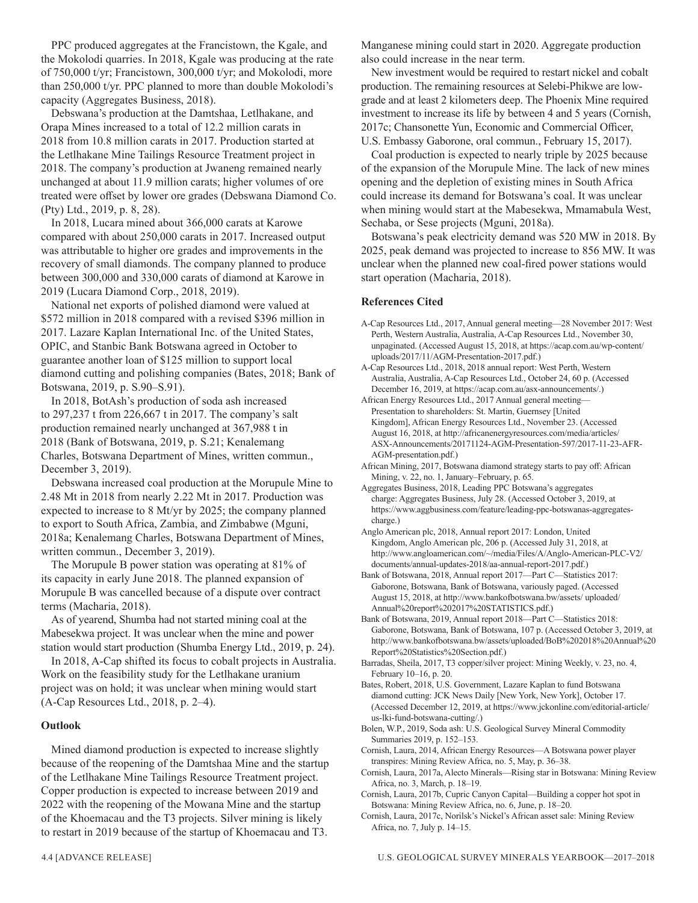PPC produced aggregates at the Francistown, the Kgale, and the Mokolodi quarries. In 2018, Kgale was producing at the rate of 750,000 t/yr; Francistown, 300,000 t/yr; and Mokolodi, more than 250,000 t/yr. PPC planned to more than double Mokolodi's capacity (Aggregates Business, 2018).

Debswana's production at the Damtshaa, Letlhakane, and Orapa Mines increased to a total of 12.2 million carats in 2018 from 10.8 million carats in 2017. Production started at the Letlhakane Mine Tailings Resource Treatment project in 2018. The company's production at Jwaneng remained nearly unchanged at about 11.9 million carats; higher volumes of ore treated were offset by lower ore grades (Debswana Diamond Co. (Pty) Ltd., 2019, p. 8, 28).

In 2018, Lucara mined about 366,000 carats at Karowe compared with about 250,000 carats in 2017. Increased output was attributable to higher ore grades and improvements in the recovery of small diamonds. The company planned to produce between 300,000 and 330,000 carats of diamond at Karowe in 2019 (Lucara Diamond Corp., 2018, 2019).

National net exports of polished diamond were valued at \$572 million in 2018 compared with a revised \$396 million in 2017. Lazare Kaplan International Inc. of the United States, OPIC, and Stanbic Bank Botswana agreed in October to guarantee another loan of \$125 million to support local diamond cutting and polishing companies (Bates, 2018; Bank of Botswana, 2019, p. S.90–S.91).

In 2018, BotAsh's production of soda ash increased to 297,237 t from 226,667 t in 2017. The company's salt production remained nearly unchanged at 367,988 t in 2018 (Bank of Botswana, 2019, p. S.21; Kenalemang Charles, Botswana Department of Mines, written commun., December 3, 2019).

Debswana increased coal production at the Morupule Mine to 2.48 Mt in 2018 from nearly 2.22 Mt in 2017. Production was expected to increase to 8 Mt/yr by 2025; the company planned to export to South Africa, Zambia, and Zimbabwe (Mguni, 2018a; Kenalemang Charles, Botswana Department of Mines, written commun., December 3, 2019).

The Morupule B power station was operating at 81% of its capacity in early June 2018. The planned expansion of Morupule B was cancelled because of a dispute over contract terms (Macharia, 2018).

As of yearend, Shumba had not started mining coal at the Mabesekwa project. It was unclear when the mine and power station would start production (Shumba Energy Ltd., 2019, p. 24).

In 2018, A-Cap shifted its focus to cobalt projects in Australia. Work on the feasibility study for the Letlhakane uranium project was on hold; it was unclear when mining would start (A-Cap Resources Ltd., 2018, p. 2–4).

## Outlook

Mined diamond production is expected to increase slightly because of the reopening of the Damtshaa Mine and the startup of the Letlhakane Mine Tailings Resource Treatment project. Copper production is expected to increase between 2019 and 2022 with the reopening of the Mowana Mine and the startup of the Khoemacau and the T3 projects. Silver mining is likely to restart in 2019 because of the startup of Khoemacau and T3. Manganese mining could start in 2020. Aggregate production also could increase in the near term.

New investment would be required to restart nickel and cobalt production. The remaining resources at Selebi-Phikwe are low-grade and at least 2 kilometers deep. The Phoenix Mine required investment to increase its life by between 4 and 5 years (Cornish, 2017c; Chansonette Yun, Economic and Commercial Officer, U.S. Embassy Gaborone, oral commun., February 15, 2017).

Coal production is expected to nearly triple by 2025 because of the expansion of the Morupule Mine. The lack of new mines opening and the depletion of existing mines in South Africa could increase its demand for Botswana's coal. It was unclear when mining would start at the Mabesekwa, Mmamabula West, Sechaba, or Sese projects (Mguni, 2018a).

Botswana's peak electricity demand was 520 MW in 2018. By 2025, peak demand was projected to increase to 856 MW. It was unclear when the planned new coal-fired power stations would start operation (Macharia, 2018).

## References Cited

A-Cap Resources Ltd., 2017, Annual general meeting—28 November 2017: West Perth, Western Australia, Australia, A-Cap Resources Ltd., November 30, unpaginated. (Accessed August 15, 2018, at https://acap.com.au/wp-content/uploads/2017/11/AGM-Presentation-2017.pdf.)

A-Cap Resources Ltd., 2018, 2018 annual report: West Perth, Western Australia, Australia, A-Cap Resources Ltd., October 24, 60 p. (Accessed December 16, 2019, at https://acap.com.au/asx-announcements/.)

African Energy Resources Ltd., 2017 Annual general meeting—Presentation to shareholders: St. Martin, Guernsey [United Kingdom], African Energy Resources Ltd., November 23. (Accessed August 16, 2018, at http://africanenergyresources.com/media/articles/ASX-Announcements/20171124-AGM-Presentation-597/2017-11-23-AFR-AGM-presentation.pdf.)

African Mining, 2017, Botswana diamond strategy starts to pay off: African Mining, v. 22, no. 1, January–February, p. 65.

Aggregates Business, 2018, Leading PPC Botswana's aggregates charge: Aggregates Business, July 28. (Accessed October 3, 2019, at https://www.aggbusiness.com/feature/leading-ppc-botswanas-aggregates-charge.)

Anglo American plc, 2018, Annual report 2017: London, United Kingdom, Anglo American plc, 206 p. (Accessed July 31, 2018, at http://www.angloamerican.com/~/media/Files/A/Anglo-American-PLC-V2/documents/annual-updates-2018/aa-annual-report-2017.pdf.)

Bank of Botswana, 2018, Annual report 2017—Part C—Statistics 2017: Gaborone, Botswana, Bank of Botswana, variously paged. (Accessed August 15, 2018, at http://www.bankofbotswana.bw/assets/ uploaded/Annual%20report%202017%20STATISTICS.pdf.)

Bank of Botswana, 2019, Annual report 2018—Part C—Statistics 2018: Gaborone, Botswana, Bank of Botswana, 107 p. (Accessed October 3, 2019, at http://www.bankofbotswana.bw/assets/uploaded/BoB%202018%20Annual%20Report%20Statistics%20Section.pdf.)

Barradas, Sheila, 2017, T3 copper/silver project: Mining Weekly, v. 23, no. 4, February 10–16, p. 20.

Bates, Robert, 2018, U.S. Government, Lazare Kaplan to fund Botswana diamond cutting: JCK News Daily [New York, New York], October 17. (Accessed December 12, 2019, at https://www.jckonline.com/editorial-article/us-lki-fund-botswana-cutting/.)

Bolen, W.P., 2019, Soda ash: U.S. Geological Survey Mineral Commodity Summaries 2019, p. 152–153.

Cornish, Laura, 2014, African Energy Resources—A Botswana power player transpires: Mining Review Africa, no. 5, May, p. 36–38.

Cornish, Laura, 2017a, Alecto Minerals—Rising star in Botswana: Mining Review Africa, no. 3, March, p. 18–19.

Cornish, Laura, 2017b, Cupric Canyon Capital—Building a copper hot spot in Botswana: Mining Review Africa, no. 6, June, p. 18–20.

Cornish, Laura, 2017c, Norilsk's Nickel's African asset sale: Mining Review Africa, no. 7, July p. 14–15.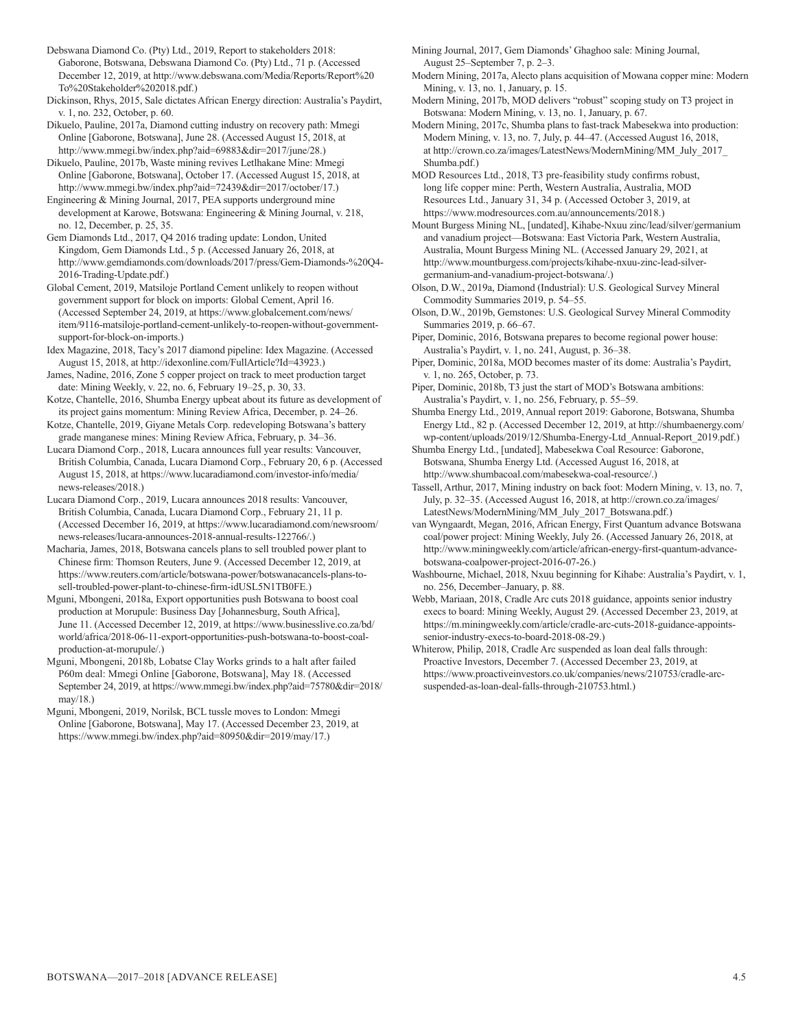Debswana Diamond Co. (Pty) Ltd., 2019, Report to stakeholders 2018: Gaborone, Botswana, Debswana Diamond Co. (Pty) Ltd., 71 p. (Accessed December 12, 2019, at http://www.debswana.com/Media/Reports/Report%20To%20Stakeholder%202018.pdf.)

Dickinson, Rhys, 2015, Sale dictates African Energy direction: Australia's Paydirt, v. 1, no. 232, October, p. 60.

Dikuelo, Pauline, 2017a, Diamond cutting industry on recovery path: Mmegi Online [Gaborone, Botswana], June 28. (Accessed August 15, 2018, at http://www.mmegi.bw/index.php?aid=69883&dir=2017/june/28.)

Dikuelo, Pauline, 2017b, Waste mining revives Letlhakane Mine: Mmegi Online [Gaborone, Botswana], October 17. (Accessed August 15, 2018, at http://www.mmegi.bw/index.php?aid=72439&dir=2017/october/17.)

Engineering & Mining Journal, 2017, PEA supports underground mine development at Karowe, Botswana: Engineering & Mining Journal, v. 218, no. 12, December, p. 25, 35.

Gem Diamonds Ltd., 2017, Q4 2016 trading update: London, United Kingdom, Gem Diamonds Ltd., 5 p. (Accessed January 26, 2018, at http://www.gemdiamonds.com/downloads/2017/press/Gem-Diamonds-%20Q4-2016-Trading-Update.pdf.)

Global Cement, 2019, Matsiloje Portland Cement unlikely to reopen without government support for block on imports: Global Cement, April 16. (Accessed September 24, 2019, at https://www.globalcement.com/news/item/9116-matsiloje-portland-cement-unlikely-to-reopen-without-government-support-for-block-on-imports.)

Idex Magazine, 2018, Tacy's 2017 diamond pipeline: Idex Magazine. (Accessed August 15, 2018, at http://idexonline.com/FullArticle?Id=43923.)

James, Nadine, 2016, Zone 5 copper project on track to meet production target date: Mining Weekly, v. 22, no. 6, February 19–25, p. 30, 33.

Kotze, Chantelle, 2016, Shumba Energy upbeat about its future as development of its project gains momentum: Mining Review Africa, December, p. 24–26.

Kotze, Chantelle, 2019, Giyane Metals Corp. redeveloping Botswana's battery grade manganese mines: Mining Review Africa, February, p. 34–36.

Lucara Diamond Corp., 2018, Lucara announces full year results: Vancouver, British Columbia, Canada, Lucara Diamond Corp., February 20, 6 p. (Accessed August 15, 2018, at https://www.lucaradiamond.com/investor-info/media/news-releases/2018.)

Lucara Diamond Corp., 2019, Lucara announces 2018 results: Vancouver, British Columbia, Canada, Lucara Diamond Corp., February 21, 11 p. (Accessed December 16, 2019, at https://www.lucaradiamond.com/newsroom/news-releases/lucara-announces-2018-annual-results-122766/.)

Macharia, James, 2018, Botswana cancels plans to sell troubled power plant to Chinese firm: Thomson Reuters, June 9. (Accessed December 12, 2019, at https://www.reuters.com/article/botswana-power/botswanacancels-plans-to-sell-troubled-power-plant-to-chinese-firm-idUSL5N1TB0FE.)

Mguni, Mbongeni, 2018a, Export opportunities push Botswana to boost coal production at Morupule: Business Day [Johannesburg, South Africa], June 11. (Accessed December 12, 2019, at https://www.businesslive.co.za/bd/world/africa/2018-06-11-export-opportunities-push-botswana-to-boost-coal-production-at-morupule/.)

Mguni, Mbongeni, 2018b, Lobatse Clay Works grinds to a halt after failed P60m deal: Mmegi Online [Gaborone, Botswana], May 18. (Accessed September 24, 2019, at https://www.mmegi.bw/index.php?aid=75780&dir=2018/may/18.)

Mguni, Mbongeni, 2019, Norilsk, BCL tussle moves to London: Mmegi Online [Gaborone, Botswana], May 17. (Accessed December 23, 2019, at https://www.mmegi.bw/index.php?aid=80950&dir=2019/may/17.)

Mining Journal, 2017, Gem Diamonds' Ghaghoo sale: Mining Journal, August 25–September 7, p. 2–3.

Modern Mining, 2017a, Alecto plans acquisition of Mowana copper mine: Modern Mining, v. 13, no. 1, January, p. 15.

Modern Mining, 2017b, MOD delivers "robust" scoping study on T3 project in Botswana: Modern Mining, v. 13, no. 1, January, p. 67.

Modern Mining, 2017c, Shumba plans to fast-track Mabesekwa into production: Modern Mining, v. 13, no. 7, July, p. 44–47. (Accessed August 16, 2018, at http://crown.co.za/images/LatestNews/ModernMining/MM_July_2017_Shumba.pdf.)

MOD Resources Ltd., 2018, T3 pre-feasibility study confirms robust, long life copper mine: Perth, Western Australia, Australia, MOD Resources Ltd., January 31, 34 p. (Accessed October 3, 2019, at https://www.modresources.com.au/announcements/2018.)

Mount Burgess Mining NL, [undated], Kihabe-Nxuu zinc/lead/silver/germanium and vanadium project—Botswana: East Victoria Park, Western Australia, Australia, Mount Burgess Mining NL. (Accessed January 29, 2021, at http://www.mountburgess.com/projects/kihabe-nxuu-zinc-lead-silver-germanium-and-vanadium-project-botswana/.)

Olson, D.W., 2019a, Diamond (Industrial): U.S. Geological Survey Mineral Commodity Summaries 2019, p. 54–55.

Olson, D.W., 2019b, Gemstones: U.S. Geological Survey Mineral Commodity Summaries 2019, p. 66–67.

Piper, Dominic, 2016, Botswana prepares to become regional power house: Australia's Paydirt, v. 1, no. 241, August, p. 36–38.

Piper, Dominic, 2018a, MOD becomes master of its dome: Australia's Paydirt, v. 1, no. 265, October, p. 73.

Piper, Dominic, 2018b, T3 just the start of MOD's Botswana ambitions: Australia's Paydirt, v. 1, no. 256, February, p. 55–59.

Shumba Energy Ltd., 2019, Annual report 2019: Gaborone, Botswana, Shumba Energy Ltd., 82 p. (Accessed December 12, 2019, at http://shumbaenergy.com/wp-content/uploads/2019/12/Shumba-Energy-Ltd_Annual-Report_2019.pdf.)

Shumba Energy Ltd., [undated], Mabesekwa Coal Resource: Gaborone, Botswana, Shumba Energy Ltd. (Accessed August 16, 2018, at http://www.shumbacoal.com/mabesekwa-coal-resource/.)

Tassell, Arthur, 2017, Mining industry on back foot: Modern Mining, v. 13, no. 7, July, p. 32–35. (Accessed August 16, 2018, at http://crown.co.za/images/LatestNews/ModernMining/MM_July_2017_Botswana.pdf.)

van Wyngaardt, Megan, 2016, African Energy, First Quantum advance Botswana coal/power project: Mining Weekly, July 26. (Accessed January 26, 2018, at http://www.miningweekly.com/article/african-energy-first-quantum-advance-botswana-coalpower-project-2016-07-26.)

Washbourne, Michael, 2018, Nxuu beginning for Kihabe: Australia's Paydirt, v. 1, no. 256, December–January, p. 88.

Webb, Mariaan, 2018, Cradle Arc cuts 2018 guidance, appoints senior industry execs to board: Mining Weekly, August 29. (Accessed December 23, 2019, at https://m.miningweekly.com/article/cradle-arc-cuts-2018-guidance-appoints-senior-industry-execs-to-board-2018-08-29.)

Whiterow, Philip, 2018, Cradle Arc suspended as loan deal falls through: Proactive Investors, December 7. (Accessed December 23, 2019, at https://www.proactiveinvestors.co.uk/companies/news/210753/cradle-arc-suspended-as-loan-deal-falls-through-210753.html.)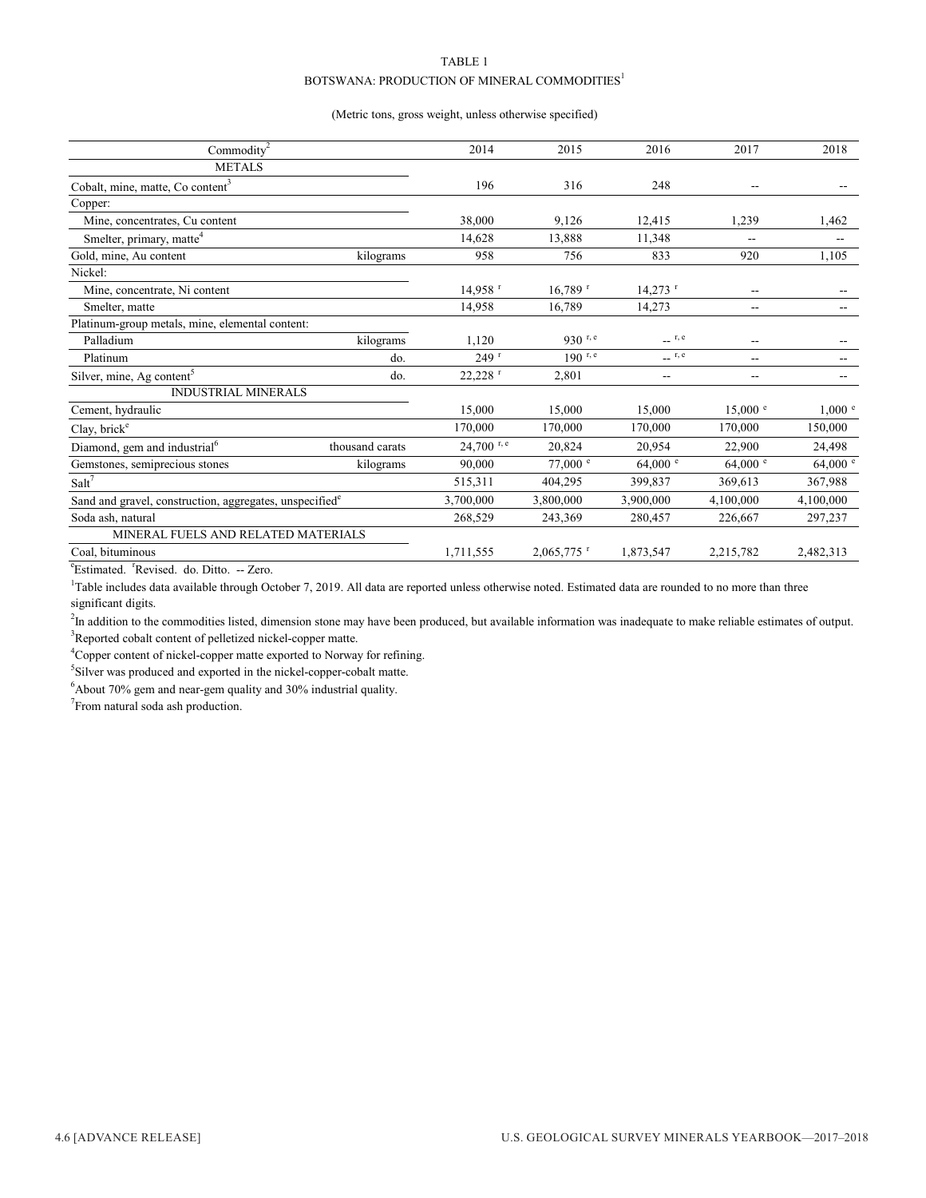TABLE 1

BOTSWANA: PRODUCTION OF MINERAL COMMODITIES[1]

(Metric tons, gross weight, unless otherwise specified)

| Commodity[2] | | 2014 | 2015 | 2016 | 2017 | 2018 |
|---|---|---|---|---|---|---|
| METALS | | | | | | |
| Cobalt, mine, matte, Co content[3] | | 196 | 316 | 248 | -- | -- |
| Copper: | | | | | | |
| Mine, concentrates, Cu content | | 38,000 | 9,126 | 12,415 | 1,239 | 1,462 |
| Smelter, primary, matte[4] | | 14,628 | 13,888 | 11,348 | -- | -- |
| Gold, mine, Au content | kilograms | 958 | 756 | 833 | 920 | 1,105 |
| Nickel: | | | | | | |
| Mine, concentrate, Ni content | | 14,958 r | 16,789 r | 14,273 r | -- | -- |
| Smelter, matte | | 14,958 | 16,789 | 14,273 | -- | -- |
| Platinum-group metals, mine, elemental content: | | | | | | |
| Palladium | kilograms | 1,120 | 930 r, e | -- r, e | -- | -- |
| Platinum | do. | 249 r | 190 r, e | -- r, e | -- | -- |
| Silver, mine, Ag content[5] | do. | 22,228 r | 2,801 | -- | -- | -- |
| INDUSTRIAL MINERALS | | | | | | |
| Cement, hydraulic | | 15,000 | 15,000 | 15,000 | 15,000 e | 1,000 e |
| Clay, brick[e] | | 170,000 | 170,000 | 170,000 | 170,000 | 150,000 |
| Diamond, gem and industrial[6] | thousand carats | 24,700 r, e | 20,824 | 20,954 | 22,900 | 24,498 |
| Gemstones, semiprecious stones | kilograms | 90,000 | 77,000 e | 64,000 e | 64,000 e | 64,000 e |
| Salt[7] | | 515,311 | 404,295 | 399,837 | 369,613 | 367,988 |
| Sand and gravel, construction, aggregates, unspecified[e] | | 3,700,000 | 3,800,000 | 3,900,000 | 4,100,000 | 4,100,000 |
| Soda ash, natural | | 268,529 | 243,369 | 280,457 | 226,667 | 297,237 |
| MINERAL FUELS AND RELATED MATERIALS | | | | | | |
| Coal, bituminous | | 1,711,555 | 2,065,775 r | 1,873,547 | 2,215,782 | 2,482,313 |

[e]Estimated. [r]Revised. do. Ditto. -- Zero.

[1]Table includes data available through October 7, 2019. All data are reported unless otherwise noted. Estimated data are rounded to no more than three significant digits.

[2]In addition to the commodities listed, dimension stone may have been produced, but available information was inadequate to make reliable estimates of output.

[3]Reported cobalt content of pelletized nickel-copper matte.

[4]Copper content of nickel-copper matte exported to Norway for refining.

[5]Silver was produced and exported in the nickel-copper-cobalt matte.

[6]About 70% gem and near-gem quality and 30% industrial quality.

[7]From natural soda ash production.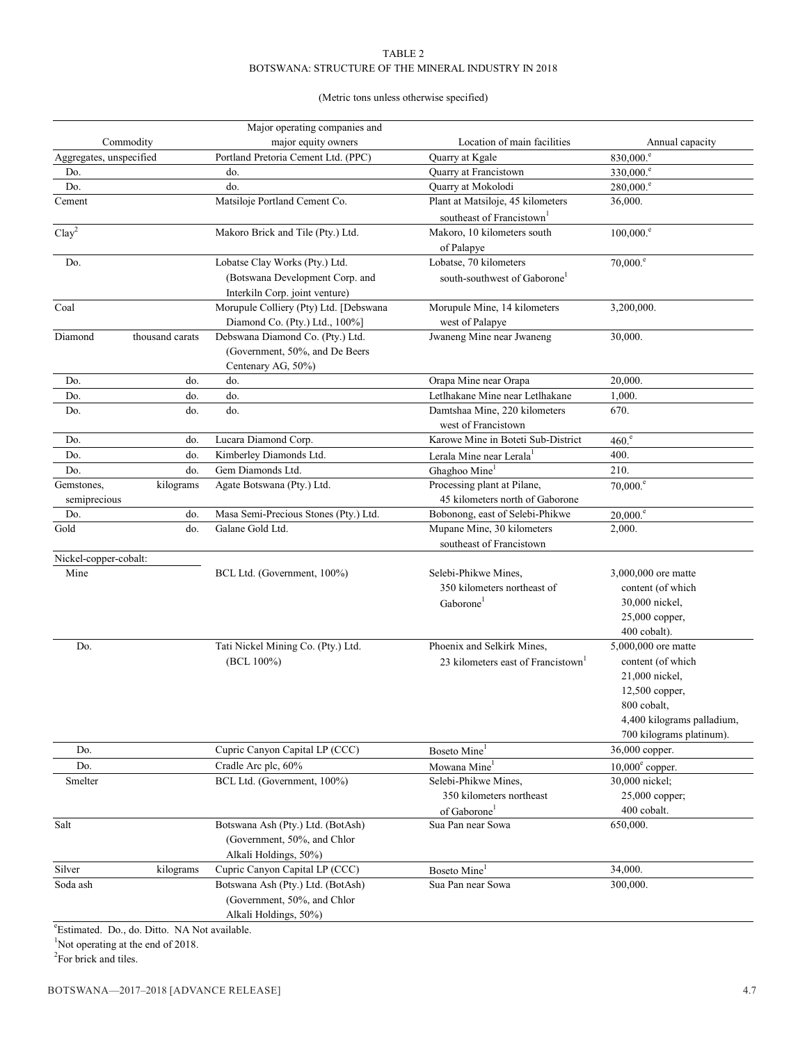TABLE 2

BOTSWANA: STRUCTURE OF THE MINERAL INDUSTRY IN 2018

(Metric tons unless otherwise specified)

| Commodity | | Major operating companies and major equity owners | Location of main facilities | Annual capacity |
|---|---|---|---|---|
| Aggregates, unspecified | | Portland Pretoria Cement Ltd. (PPC) | Quarry at Kgale | 830,000.[e] |
| Do. | | do. | Quarry at Francistown | 330,000.[e] |
| Do. | | do. | Quarry at Mokolodi | 280,000.[e] |
| Cement | | Matsiloje Portland Cement Co. | Plant at Matsiloje, 45 kilometers southeast of Francistown[1] | 36,000. |
| Clay[2] | | Makoro Brick and Tile (Pty.) Ltd. | Makoro, 10 kilometers south of Palapye | 100,000.[e] |
| Do. | | Lobatse Clay Works (Pty.) Ltd. (Botswana Development Corp. and Interkiln Corp. joint venture) | Lobatse, 70 kilometers south-southwest of Gaborone[1] | 70,000.[e] |
| Coal | | Morupule Colliery (Pty) Ltd. [Debswana Diamond Co. (Pty.) Ltd., 100%] | Morupule Mine, 14 kilometers west of Palapye | 3,200,000. |
| Diamond | thousand carats | Debswana Diamond Co. (Pty.) Ltd. (Government, 50%, and De Beers Centenary AG, 50%) | Jwaneng Mine near Jwaneng | 30,000. |
| Do. | do. | do. | Orapa Mine near Orapa | 20,000. |
| Do. | do. | do. | Letlhakane Mine near Letlhakane | 1,000. |
| Do. | do. | do. | Damtshaa Mine, 220 kilometers west of Francistown | 670. |
| Do. | do. | Lucara Diamond Corp. | Karowe Mine in Boteti Sub-District | 460.[e] |
| Do. | do. | Kimberley Diamonds Ltd. | Lerala Mine near Lerala[1] | 400. |
| Do. | do. | Gem Diamonds Ltd. | Ghaghoo Mine[1] | 210. |
| Gemstones, semiprecious | kilograms | Agate Botswana (Pty.) Ltd. | Processing plant at Pilane, 45 kilometers north of Gaborone | 70,000.[e] |
| Do. | do. | Masa Semi-Precious Stones (Pty.) Ltd. | Bobonong, east of Selebi-Phikwe | 20,000.[e] |
| Gold | do. | Galane Gold Ltd. | Mupane Mine, 30 kilometers southeast of Francistown | 2,000. |
| Nickel-copper-cobalt: | | | | |
| Mine | | BCL Ltd. (Government, 100%) | Selebi-Phikwe Mines, 350 kilometers northeast of Gaborone[1] | 3,000,000 ore matte content (of which 30,000 nickel, 25,000 copper, 400 cobalt). |
| Do. | | Tati Nickel Mining Co. (Pty.) Ltd. (BCL 100%) | Phoenix and Selkirk Mines, 23 kilometers east of Francistown[1] | 5,000,000 ore matte content (of which 21,000 nickel, 12,500 copper, 800 cobalt, 4,400 kilograms palladium, 700 kilograms platinum). |
| Do. | | Cupric Canyon Capital LP (CCC) | Boseto Mine[1] | 36,000 copper. |
| Do. | | Cradle Arc plc, 60% | Mowana Mine[1] | 10,000[e] copper. |
| Smelter | | BCL Ltd. (Government, 100%) | Selebi-Phikwe Mines, 350 kilometers northeast of Gaborone[1] | 30,000 nickel; 25,000 copper; 400 cobalt. |
| Salt | | Botswana Ash (Pty.) Ltd. (BotAsh) (Government, 50%, and Chlor Alkali Holdings, 50%) | Sua Pan near Sowa | 650,000. |
| Silver | kilograms | Cupric Canyon Capital LP (CCC) | Boseto Mine[1] | 34,000. |
| Soda ash | | Botswana Ash (Pty.) Ltd. (BotAsh) (Government, 50%, and Chlor Alkali Holdings, 50%) | Sua Pan near Sowa | 300,000. |

[e]Estimated. Do., do. Ditto. NA Not available.

[1]Not operating at the end of 2018.

[2]For brick and tiles.